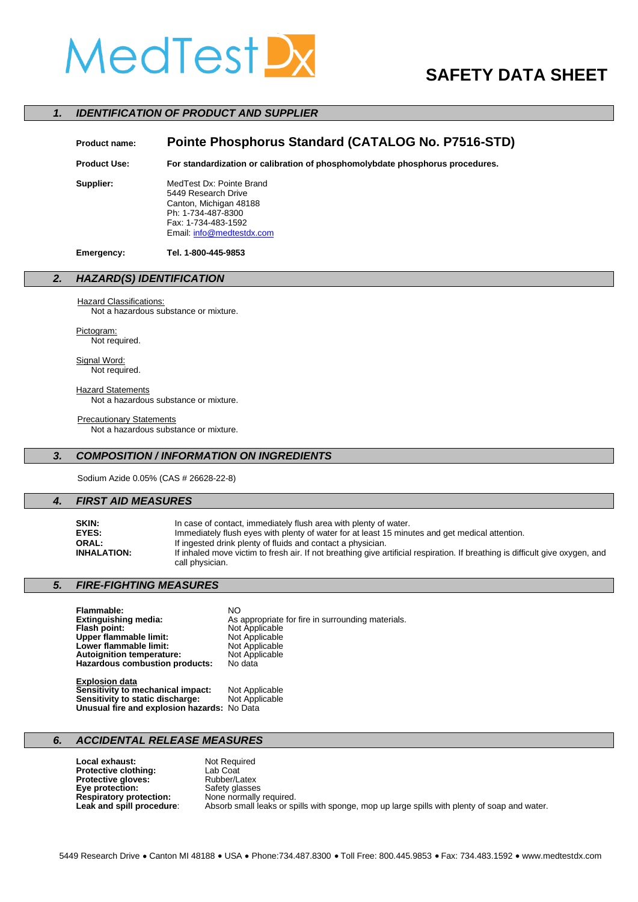MedTest Dx

# SAFETY DATA SHEET

## 1. IDENTIFICATION OF PRODUCT AND SUPPLIER

**Product name:** **Pointe Phosphorus Standard (CATALOG No. P7516-STD)**

**Product Use:** **For standardization or calibration of phosphomolybdate phosphorus procedures.**

**Supplier:**
MedTest Dx: Pointe Brand
5449 Research Drive
Canton, Michigan 48188
Ph: 1-734-487-8300
Fax: 1-734-483-1592
Email: info@medtestdx.com

**Emergency:** **Tel. 1-800-445-9853**

## 2. HAZARD(S) IDENTIFICATION

Hazard Classifications:
Not a hazardous substance or mixture.

Pictogram:
Not required.

Signal Word:
Not required.

Hazard Statements
Not a hazardous substance or mixture.

Precautionary Statements
Not a hazardous substance or mixture.

## 3. COMPOSITION / INFORMATION ON INGREDIENTS

Sodium Azide 0.05% (CAS # 26628-22-8)

## 4. FIRST AID MEASURES

**SKIN:** In case of contact, immediately flush area with plenty of water.
**EYES:** Immediately flush eyes with plenty of water for at least 15 minutes and get medical attention.
**ORAL:** If ingested drink plenty of fluids and contact a physician.
**INHALATION:** If inhaled move victim to fresh air. If not breathing give artificial respiration. If breathing is difficult give oxygen, and call physician.

## 5. FIRE-FIGHTING MEASURES

**Flammable:** NO
**Extinguishing media:** As appropriate for fire in surrounding materials.
**Flash point:** Not Applicable
**Upper flammable limit:** Not Applicable
**Lower flammable limit:** Not Applicable
**Autoignition temperature:** Not Applicable
**Hazardous combustion products:** No data

**Explosion data**
**Sensitivity to mechanical impact:** Not Applicable
**Sensitivity to static discharge:** Not Applicable
**Unusual fire and explosion hazards:** No Data

## 6. ACCIDENTAL RELEASE MEASURES

**Local exhaust:** Not Required
**Protective clothing:** Lab Coat
**Protective gloves:** Rubber/Latex
**Eye protection:** Safety glasses
**Respiratory protection:** None normally required.
**Leak and spill procedure**: Absorb small leaks or spills with sponge, mop up large spills with plenty of soap and water.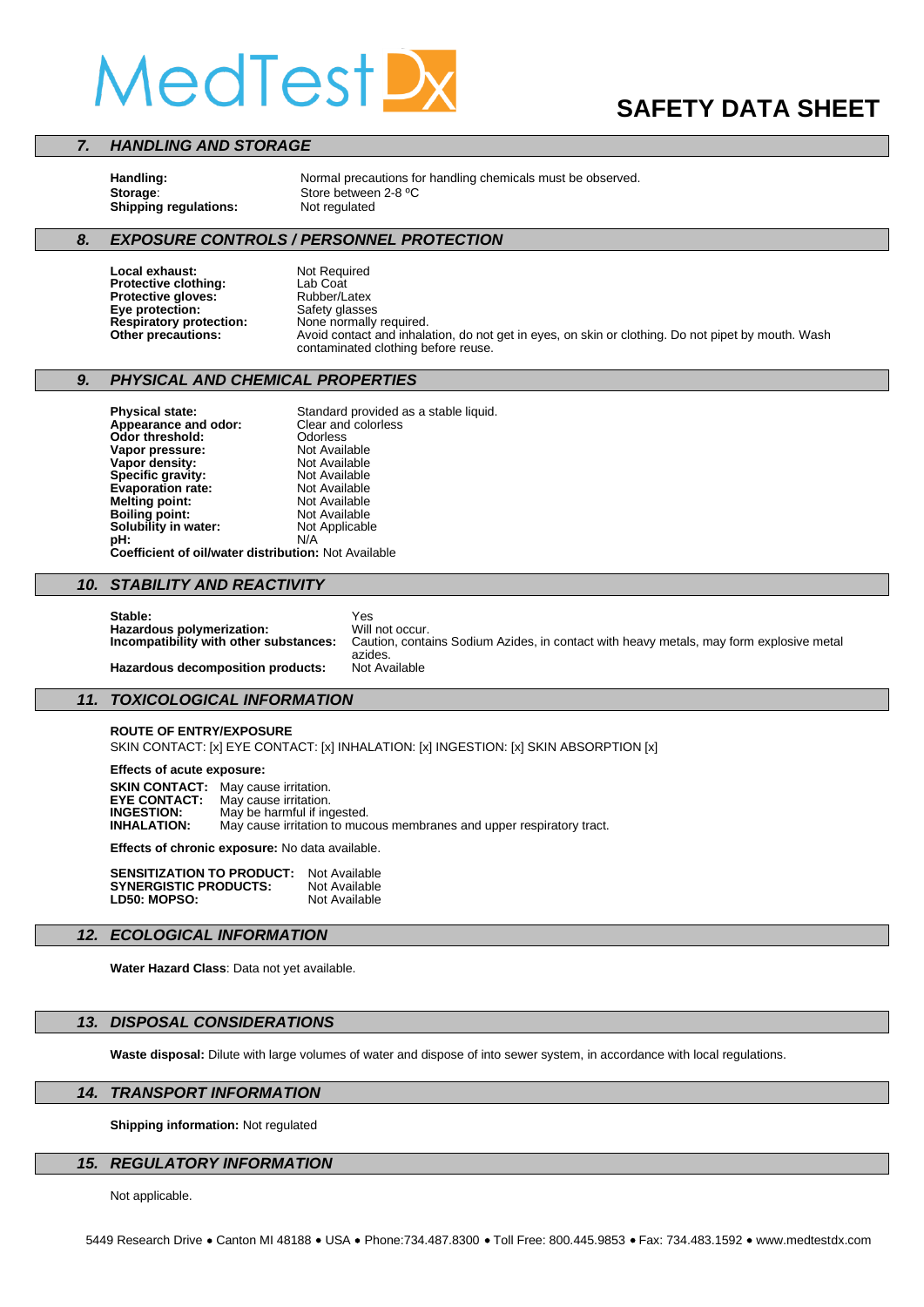## 7. HANDLING AND STORAGE

**Handling:** Normal precautions for handling chemicals must be observed.
**Storage**: Store between 2-8 ºC
**Shipping regulations:** Not regulated

## 8. EXPOSURE CONTROLS / PERSONNEL PROTECTION

**Local exhaust:** Not Required
**Protective clothing:** Lab Coat
**Protective gloves:** Rubber/Latex
**Eye protection:** Safety glasses
**Respiratory protection:** None normally required.
**Other precautions:** Avoid contact and inhalation, do not get in eyes, on skin or clothing. Do not pipet by mouth. Wash contaminated clothing before reuse.

## 9. PHYSICAL AND CHEMICAL PROPERTIES

**Physical state:** Standard provided as a stable liquid.
**Appearance and odor:** Clear and colorless
**Odor threshold:** Odorless
**Vapor pressure:** Not Available
**Vapor density:** Not Available
**Specific gravity:** Not Available
**Evaporation rate:** Not Available
**Melting point:** Not Available
**Boiling point:** Not Available
**Solubility in water:** Not Applicable
**pH:** N/A
**Coefficient of oil/water distribution:** Not Available

## 10. STABILITY AND REACTIVITY

**Stable:** Yes
**Hazardous polymerization:** Will not occur.
**Incompatibility with other substances:** Caution, contains Sodium Azides, in contact with heavy metals, may form explosive metal azides.
**Hazardous decomposition products:** Not Available

## 11. TOXICOLOGICAL INFORMATION

**ROUTE OF ENTRY/EXPOSURE**
SKIN CONTACT: [x] EYE CONTACT: [x] INHALATION: [x] INGESTION: [x] SKIN ABSORPTION [x]

**Effects of acute exposure:**

**SKIN CONTACT:** May cause irritation.
**EYE CONTACT:** May cause irritation.
**INGESTION:** May be harmful if ingested.
**INHALATION:** May cause irritation to mucous membranes and upper respiratory tract.

**Effects of chronic exposure:** No data available.

**SENSITIZATION TO PRODUCT:** Not Available
**SYNERGISTIC PRODUCTS:** Not Available
**LD50: MOPSO:** Not Available

## 12. ECOLOGICAL INFORMATION

**Water Hazard Class**: Data not yet available.

## 13. DISPOSAL CONSIDERATIONS

**Waste disposal:** Dilute with large volumes of water and dispose of into sewer system, in accordance with local regulations.

## 14. TRANSPORT INFORMATION

**Shipping information:** Not regulated

## 15. REGULATORY INFORMATION

Not applicable.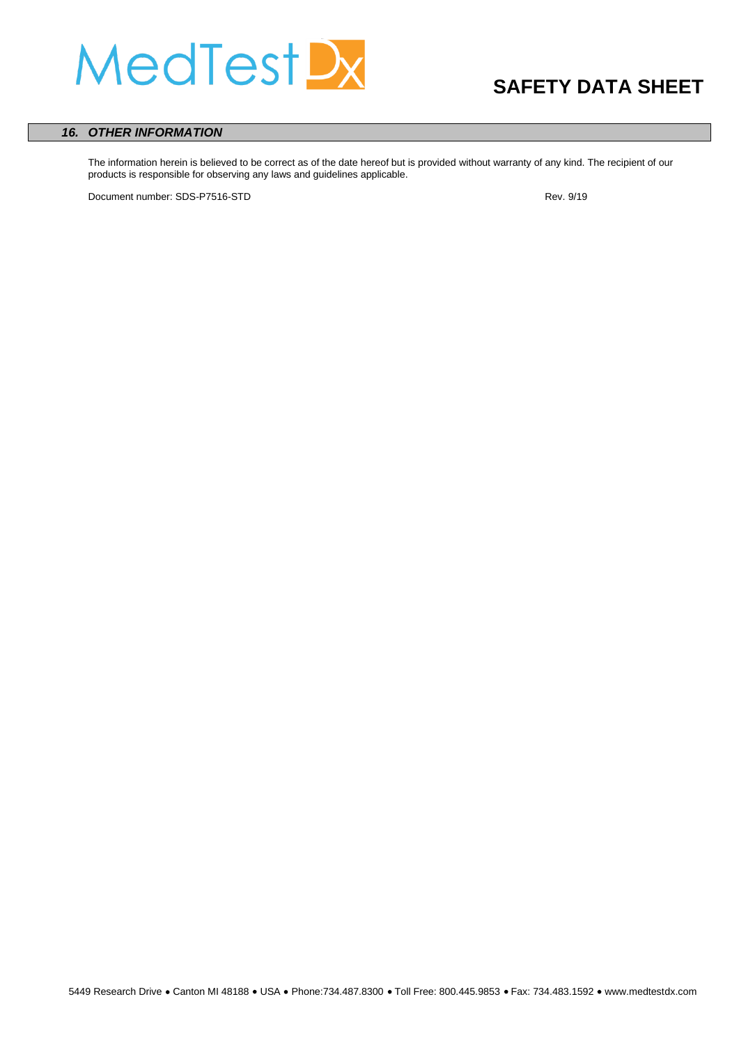## 16. OTHER INFORMATION

The information herein is believed to be correct as of the date hereof but is provided without warranty of any kind. The recipient of our products is responsible for observing any laws and guidelines applicable.

Document number: SDS-P7516-STD

Rev. 9/19